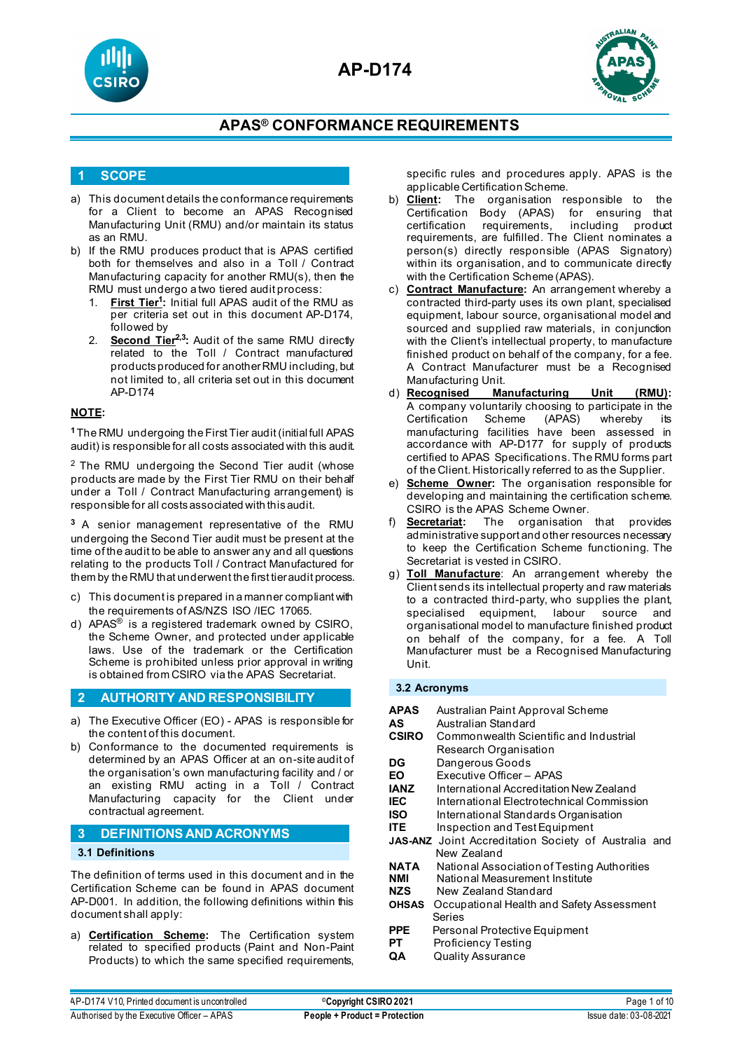# AP-D174

## APAS® CONFORMANCE REQUIREMENTS

## 1 SCOPE

a) This document details the conformance requirements for a Client to become an APAS Recognised Manufacturing Unit (RMU) and/or maintain its status as an RMU.

b) If the RMU produces product that is APAS certified both for themselves and also in a Toll / Contract Manufacturing capacity for another RMU(s), then the RMU must undergo a two tiered audit process:

1. **First Tier**[1]: Initial full APAS audit of the RMU as per criteria set out in this document AP-D174, followed by
2. **Second Tier**[2,3]: Audit of the same RMU directly related to the Toll / Contract manufactured products produced for another RMU including, but not limited to, all criteria set out in this document AP-D174

**NOTE**:

[1] The RMU undergoing the First Tier audit (initial full APAS audit) is responsible for all costs associated with this audit.

[2] The RMU undergoing the Second Tier audit (whose products are made by the First Tier RMU on their behalf under a Toll / Contract Manufacturing arrangement) is responsible for all costs associated with this audit.

[3] A senior management representative of the RMU undergoing the Second Tier audit must be present at the time of the audit to be able to answer any and all questions relating to the products Toll / Contract Manufactured for them by the RMU that underwent the first tier audit process.

c) This document is prepared in a manner compliant with the requirements of AS/NZS ISO /IEC 17065.

d) APAS® is a registered trademark owned by CSIRO, the Scheme Owner, and protected under applicable laws. Use of the trademark or the Certification Scheme is prohibited unless prior approval in writing is obtained from CSIRO via the APAS Secretariat.

## 2 AUTHORITY AND RESPONSIBILITY

a) The Executive Officer (EO) - APAS is responsible for the content of this document.

b) Conformance to the documented requirements is determined by an APAS Officer at an on-site audit of the organisation's own manufacturing facility and / or an existing RMU acting in a Toll / Contract Manufacturing capacity for the Client under contractual agreement.

## 3 DEFINITIONS AND ACRONYMS

### 3.1 Definitions

The definition of terms used in this document and in the Certification Scheme can be found in APAS document AP-D001. In addition, the following definitions within this document shall apply:

a) **Certification Scheme**: The Certification system related to specified products (Paint and Non-Paint Products) to which the same specified requirements, specific rules and procedures apply. APAS is the applicable Certification Scheme.

b) **Client**: The organisation responsible to the Certification Body (APAS) for ensuring that certification requirements, including product requirements, are fulfilled. The Client nominates a person(s) directly responsible (APAS Signatory) within its organisation, and to communicate directly with the Certification Scheme (APAS).

c) **Contract Manufacture**: An arrangement whereby a contracted third-party uses its own plant, specialised equipment, labour source, organisational model and sourced and supplied raw materials, in conjunction with the Client's intellectual property, to manufacture finished product on behalf of the company, for a fee. A Contract Manufacturer must be a Recognised Manufacturing Unit.

d) **Recognised Manufacturing Unit (RMU)**: A company voluntarily choosing to participate in the Certification Scheme (APAS) whereby its manufacturing facilities have been assessed in accordance with AP-D177 for supply of products certified to APAS Specifications. The RMU forms part of the Client. Historically referred to as the Supplier.

e) **Scheme Owner**: The organisation responsible for developing and maintaining the certification scheme. CSIRO is the APAS Scheme Owner.

f) **Secretariat**: The organisation that provides administrative support and other resources necessary to keep the Certification Scheme functioning. The Secretariat is vested in CSIRO.

g) **Toll Manufacture**: An arrangement whereby the Client sends its intellectual property and raw materials to a contracted third-party, who supplies the plant, specialised equipment, labour source and organisational model to manufacture finished product on behalf of the company, for a fee. A Toll Manufacturer must be a Recognised Manufacturing Unit.

### 3.2 Acronyms

| | |
|---|---|
| **APAS** | Australian Paint Approval Scheme |
| **AS** | Australian Standard |
| **CSIRO** | Commonwealth Scientific and Industrial Research Organisation |
| **DG** | Dangerous Goods |
| **EO** | Executive Officer – APAS |
| **IANZ** | International Accreditation New Zealand |
| **IEC** | International Electrotechnical Commission |
| **ISO** | International Standards Organisation |
| **ITE** | Inspection and Test Equipment |
| **JAS-ANZ** | Joint Accreditation Society of Australia and New Zealand |
| **NATA** | National Association of Testing Authorities |
| **NMI** | National Measurement Institute |
| **NZS** | New Zealand Standard |
| **OHSAS** | Occupational Health and Safety Assessment Series |
| **PPE** | Personal Protective Equipment |
| **PT** | Proficiency Testing |
| **QA** | Quality Assurance |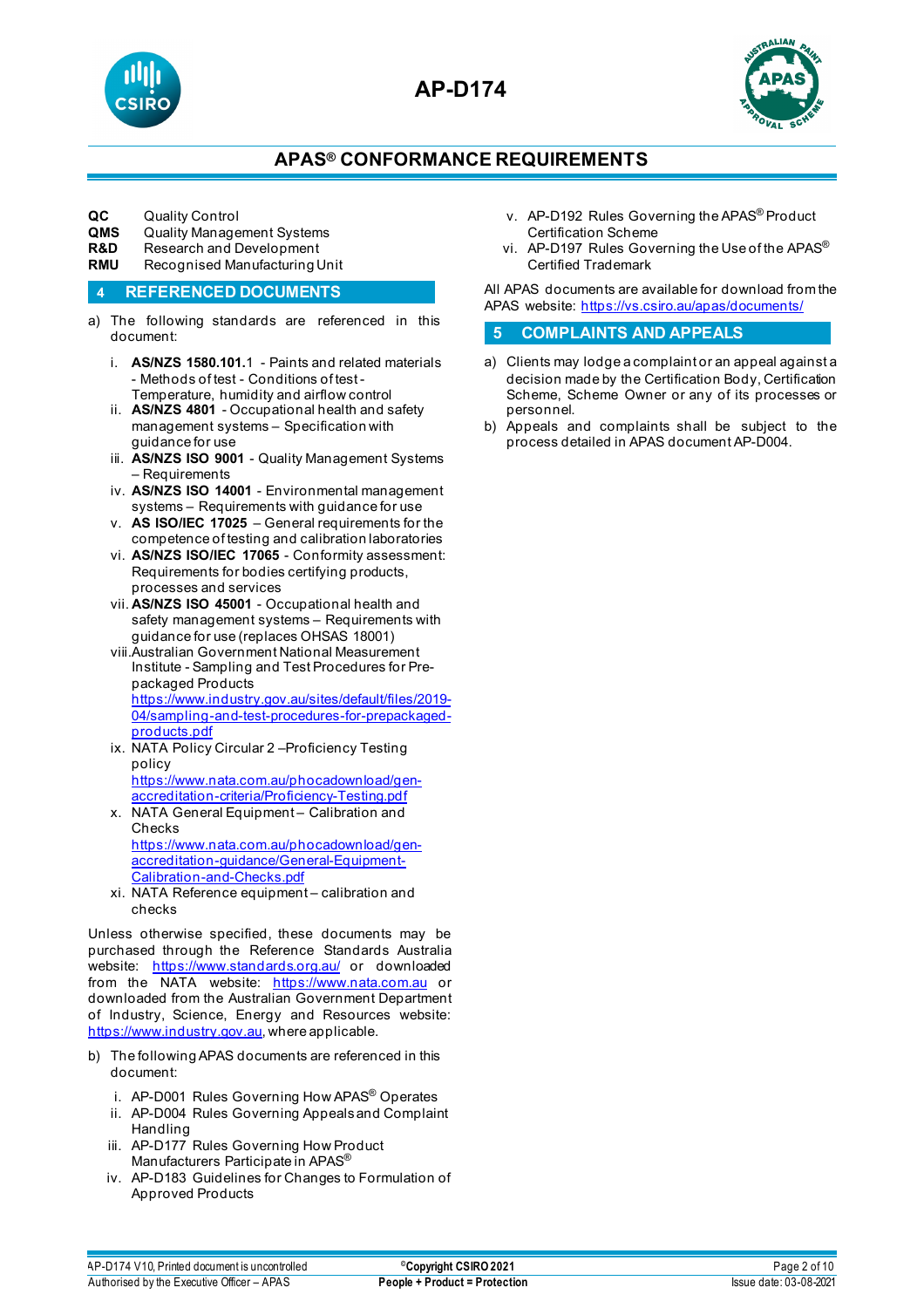**QC** Quality Control
**QMS** Quality Management Systems
**R&D** Research and Development
**RMU** Recognised Manufacturing Unit

## 4 REFERENCED DOCUMENTS

a) The following standards are referenced in this document:

i. **AS/NZS 1580.101.**1 - Paints and related materials - Methods of test - Conditions of test - Temperature, humidity and airflow control
ii. **AS/NZS 4801** - Occupational health and safety management systems – Specification with guidance for use
iii. **AS/NZS ISO 9001** - Quality Management Systems – Requirements
iv. **AS/NZS ISO 14001** - Environmental management systems – Requirements with guidance for use
v. **AS ISO/IEC 17025** – General requirements for the competence of testing and calibration laboratories
vi. **AS/NZS ISO/IEC 17065** - Conformity assessment: Requirements for bodies certifying products, processes and services
vii. **AS/NZS ISO 45001** - Occupational health and safety management systems – Requirements with guidance for use (replaces OHSAS 18001)
viii. Australian Government National Measurement Institute - Sampling and Test Procedures for Pre-packaged Products https://www.industry.gov.au/sites/default/files/2019-04/sampling-and-test-procedures-for-prepackaged-products.pdf
ix. NATA Policy Circular 2 –Proficiency Testing policy https://www.nata.com.au/phocadownload/gen-accreditation-criteria/Proficiency-Testing.pdf
x. NATA General Equipment – Calibration and Checks https://www.nata.com.au/phocadownload/gen-accreditation-guidance/General-Equipment-Calibration-and-Checks.pdf
xi. NATA Reference equipment – calibration and checks

Unless otherwise specified, these documents may be purchased through the Reference Standards Australia website: https://www.standards.org.au/ or downloaded from the NATA website: https://www.nata.com.au or downloaded from the Australian Government Department of Industry, Science, Energy and Resources website: https://www.industry.gov.au, where applicable.

b) The following APAS documents are referenced in this document:

i. AP-D001 Rules Governing How APAS® Operates
ii. AP-D004 Rules Governing Appeals and Complaint Handling
iii. AP-D177 Rules Governing How Product Manufacturers Participate in APAS®
iv. AP-D183 Guidelines for Changes to Formulation of Approved Products
v. AP-D192 Rules Governing the APAS® Product Certification Scheme
vi. AP-D197 Rules Governing the Use of the APAS® Certified Trademark

All APAS documents are available for download from the APAS website: https://vs.csiro.au/apas/documents/

## 5 COMPLAINTS AND APPEALS

a) Clients may lodge a complaint or an appeal against a decision made by the Certification Body, Certification Scheme, Scheme Owner or any of its processes or personnel.
b) Appeals and complaints shall be subject to the process detailed in APAS document AP-D004.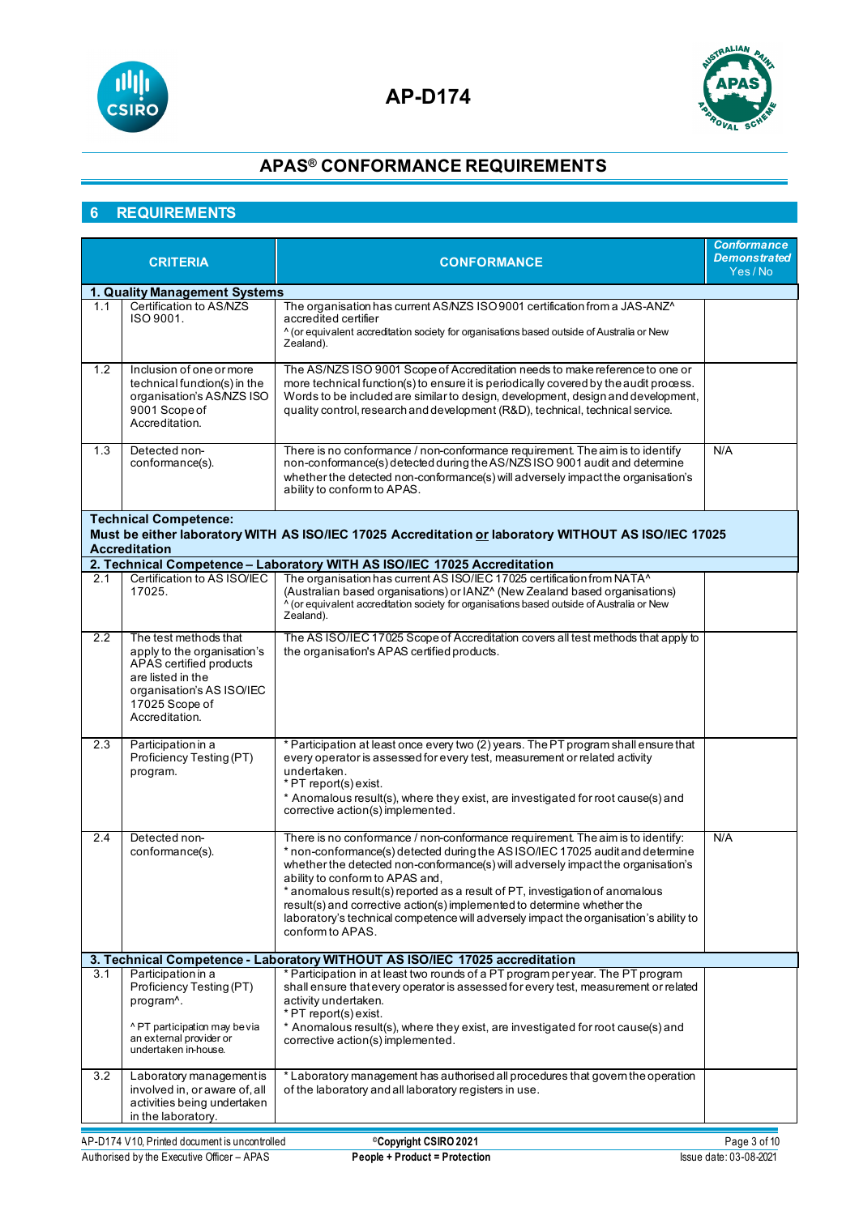# AP-D174

## APAS® CONFORMANCE REQUIREMENTS

## 6 REQUIREMENTS

| | CRITERIA | CONFORMANCE | *Conformance Demonstrated* Yes / No |
|---|---|---|---|
| **1. Quality Management Systems** | | | |
| 1.1 | Certification to AS/NZS ISO 9001. | The organisation has current AS/NZS ISO 9001 certification from a JAS-ANZ^ accredited certifier<br>^ (or equivalent accreditation society for organisations based outside of Australia or New Zealand). | |
| 1.2 | Inclusion of one or more technical function(s) in the organisation's AS/NZS ISO 9001 Scope of Accreditation. | The AS/NZS ISO 9001 Scope of Accreditation needs to make reference to one or more technical function(s) to ensure it is periodically covered by the audit process. Words to be included are similar to design, development, design and development, quality control, research and development (R&D), technical, technical service. | |
| 1.3 | Detected non-conformance(s). | There is no conformance / non-conformance requirement. The aim is to identify non-conformance(s) detected during the AS/NZS ISO 9001 audit and determine whether the detected non-conformance(s) will adversely impact the organisation's ability to conform to APAS. | N/A |
| **Technical Competence:**<br>**Must be either laboratory WITH AS ISO/IEC 17025 Accreditation or laboratory WITHOUT AS ISO/IEC 17025 Accreditation** | | | |
| **2. Technical Competence – Laboratory WITH AS ISO/IEC 17025 Accreditation** | | | |
| 2.1 | Certification to AS ISO/IEC 17025. | The organisation has current AS ISO/IEC 17025 certification from NATA^ (Australian based organisations) or IANZ^ (New Zealand based organisations)<br>^ (or equivalent accreditation society for organisations based outside of Australia or New Zealand). | |
| 2.2 | The test methods that apply to the organisation's APAS certified products are listed in the organisation's AS ISO/IEC 17025 Scope of Accreditation. | The AS ISO/IEC 17025 Scope of Accreditation covers all test methods that apply to the organisation's APAS certified products. | |
| 2.3 | Participation in a Proficiency Testing (PT) program. | * Participation at least once every two (2) years. The PT program shall ensure that every operator is assessed for every test, measurement or related activity undertaken.<br>* PT report(s) exist.<br>* Anomalous result(s), where they exist, are investigated for root cause(s) and corrective action(s) implemented. | |
| 2.4 | Detected non-conformance(s). | There is no conformance / non-conformance requirement. The aim is to identify:<br>* non-conformance(s) detected during the AS ISO/IEC 17025 audit and determine whether the detected non-conformance(s) will adversely impact the organisation's ability to conform to APAS and,<br>* anomalous result(s) reported as a result of PT, investigation of anomalous result(s) and corrective action(s) implemented to determine whether the laboratory's technical competence will adversely impact the organisation's ability to conform to APAS. | N/A |
| **3. Technical Competence - Laboratory WITHOUT AS ISO/IEC 17025 accreditation** | | | |
| 3.1 | Participation in a Proficiency Testing (PT) program^.<br><br>^ PT participation may be via an external provider or undertaken in-house. | * Participation in at least two rounds of a PT program per year. The PT program shall ensure that every operator is assessed for every test, measurement or related activity undertaken.<br>* PT report(s) exist.<br>* Anomalous result(s), where they exist, are investigated for root cause(s) and corrective action(s) implemented. | |
| 3.2 | Laboratory management is involved in, or aware of, all activities being undertaken in the laboratory. | * Laboratory management has authorised all procedures that govern the operation of the laboratory and all laboratory registers in use. | |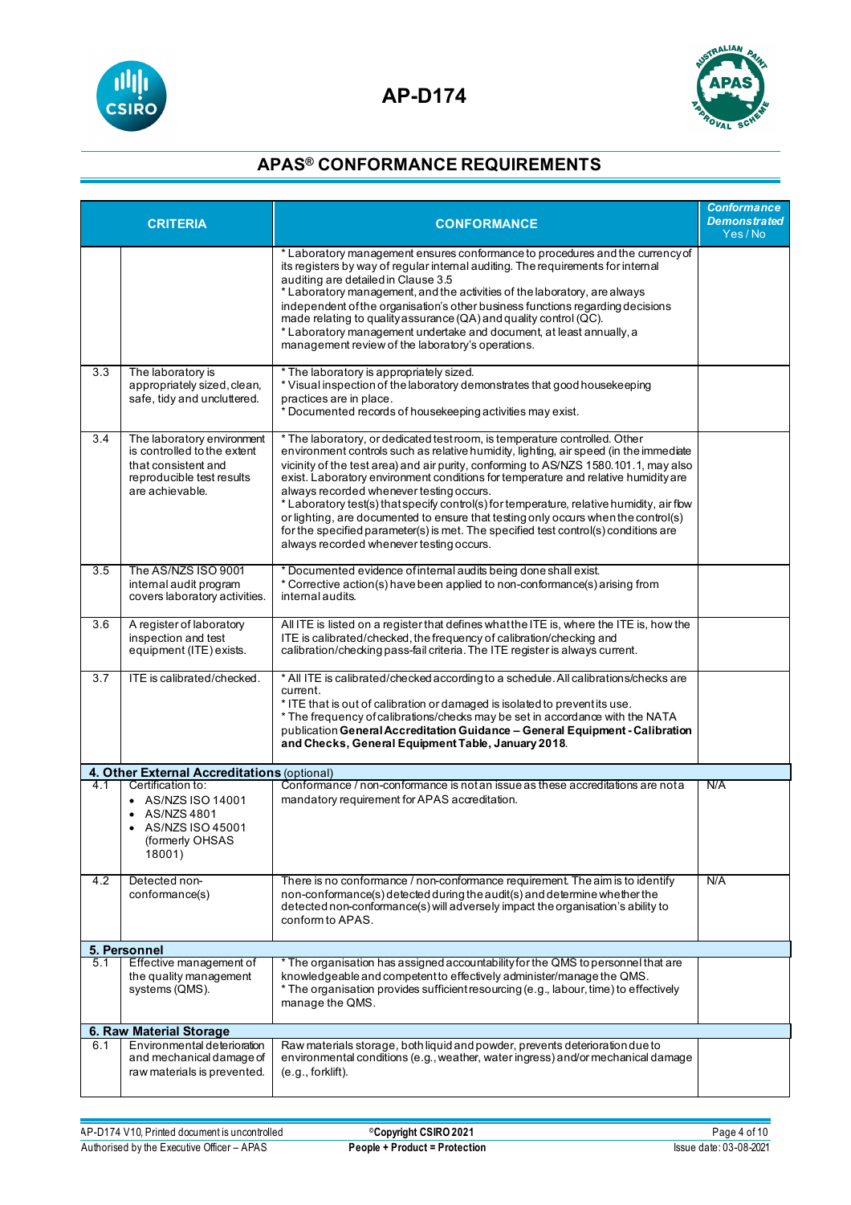## APAS® CONFORMANCE REQUIREMENTS

| | CRITERIA | CONFORMANCE | *Conformance Demonstrated* Yes / No |
|---|---|---|---|
| | | * Laboratory management ensures conformance to procedures and the currency of its registers by way of regular internal auditing. The requirements for internal auditing are detailed in Clause 3.5<br>* Laboratory management, and the activities of the laboratory, are always independent of the organisation's other business functions regarding decisions made relating to quality assurance (QA) and quality control (QC).<br>* Laboratory management undertake and document, at least annually, a management review of the laboratory's operations. | |
| 3.3 | The laboratory is appropriately sized, clean, safe, tidy and uncluttered. | * The laboratory is appropriately sized.<br>* Visual inspection of the laboratory demonstrates that good housekeeping practices are in place.<br>* Documented records of housekeeping activities may exist. | |
| 3.4 | The laboratory environment is controlled to the extent that consistent and reproducible test results are achievable. | * The laboratory, or dedicated test room, is temperature controlled. Other environment controls such as relative humidity, lighting, air speed (in the immediate vicinity of the test area) and air purity, conforming to AS/NZS 1580.101.1, may also exist. Laboratory environment conditions for temperature and relative humidity are always recorded whenever testing occurs.<br>* Laboratory test(s) that specify control(s) for temperature, relative humidity, air flow or lighting, are documented to ensure that testing only occurs when the control(s) for the specified parameter(s) is met. The specified test control(s) conditions are always recorded whenever testing occurs. | |
| 3.5 | The AS/NZS ISO 9001 internal audit program covers laboratory activities. | * Documented evidence of internal audits being done shall exist.<br>* Corrective action(s) have been applied to non-conformance(s) arising from internal audits. | |
| 3.6 | A register of laboratory inspection and test equipment (ITE) exists. | All ITE is listed on a register that defines what the ITE is, where the ITE is, how the ITE is calibrated/checked, the frequency of calibration/checking and calibration/checking pass-fail criteria. The ITE register is always current. | |
| 3.7 | ITE is calibrated/checked. | * All ITE is calibrated/checked according to a schedule. All calibrations/checks are current.<br>* ITE that is out of calibration or damaged is isolated to prevent its use.<br>* The frequency of calibrations/checks may be set in accordance with the NATA publication **General Accreditation Guidance – General Equipment - Calibration and Checks, General Equipment Table, January 2018**. | |
| **4. Other External Accreditations** (optional) | | | |
| 4.1 | Certification to:<br>• AS/NZS ISO 14001<br>• AS/NZS 4801<br>• AS/NZS ISO 45001 (formerly OHSAS 18001) | Conformance / non-conformance is not an issue as these accreditations are not a mandatory requirement for APAS accreditation. | N/A |
| 4.2 | Detected non-conformance(s) | There is no conformance / non-conformance requirement. The aim is to identify non-conformance(s) detected during the audit(s) and determine whether the detected non-conformance(s) will adversely impact the organisation's ability to conform to APAS. | N/A |
| **5. Personnel** | | | |
| 5.1 | Effective management of the quality management systems (QMS). | * The organisation has assigned accountability for the QMS to personnel that are knowledgeable and competent to effectively administer/manage the QMS.<br>* The organisation provides sufficient resourcing (e.g., labour, time) to effectively manage the QMS. | |
| **6. Raw Material Storage** | | | |
| 6.1 | Environmental deterioration and mechanical damage of raw materials is prevented. | Raw materials storage, both liquid and powder, prevents deterioration due to environmental conditions (e.g., weather, water ingress) and/or mechanical damage (e.g., forklift). | |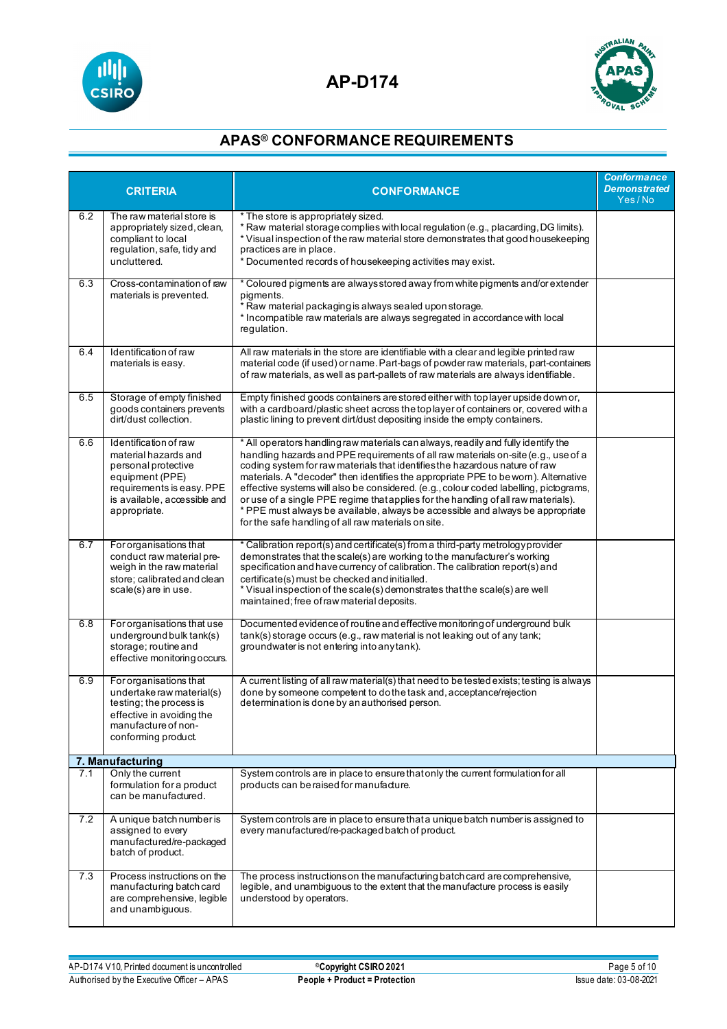# AP-D174

## APAS® CONFORMANCE REQUIREMENTS

| | CRITERIA | CONFORMANCE | *Conformance Demonstrated* Yes / No |
|---|---|---|---|
| 6.2 | The raw material store is appropriately sized, clean, compliant to local regulation, safe, tidy and uncluttered. | * The store is appropriately sized.<br>* Raw material storage complies with local regulation (e.g., placarding, DG limits).<br>* Visual inspection of the raw material store demonstrates that good housekeeping practices are in place.<br>* Documented records of housekeeping activities may exist. | |
| 6.3 | Cross-contamination of raw materials is prevented. | * Coloured pigments are always stored away from white pigments and/or extender pigments.<br>* Raw material packaging is always sealed upon storage.<br>* Incompatible raw materials are always segregated in accordance with local regulation. | |
| 6.4 | Identification of raw materials is easy. | All raw materials in the store are identifiable with a clear and legible printed raw material code (if used) or name. Part-bags of powder raw materials, part-containers of raw materials, as well as part-pallets of raw materials are always identifiable. | |
| 6.5 | Storage of empty finished goods containers prevents dirt/dust collection. | Empty finished goods containers are stored either with top layer upside down or, with a cardboard/plastic sheet across the top layer of containers or, covered with a plastic lining to prevent dirt/dust depositing inside the empty containers. | |
| 6.6 | Identification of raw material hazards and personal protective equipment (PPE) requirements is easy. PPE is available, accessible and appropriate. | * All operators handling raw materials can always, readily and fully identify the handling hazards and PPE requirements of all raw materials on-site (e.g., use of a coding system for raw materials that identifies the hazardous nature of raw materials. A "decoder" then identifies the appropriate PPE to be worn). Alternative effective systems will also be considered. (e.g., colour coded labelling, pictograms, or use of a single PPE regime that applies for the handling of all raw materials).<br>* PPE must always be available, always be accessible and always be appropriate for the safe handling of all raw materials on site. | |
| 6.7 | For organisations that conduct raw material pre-weigh in the raw material store; calibrated and clean scale(s) are in use. | * Calibration report(s) and certificate(s) from a third-party metrology provider demonstrates that the scale(s) are working to the manufacturer's working specification and have currency of calibration. The calibration report(s) and certificate(s) must be checked and initialled.<br>* Visual inspection of the scale(s) demonstrates that the scale(s) are well maintained; free of raw material deposits. | |
| 6.8 | For organisations that use underground bulk tank(s) storage; routine and effective monitoring occurs. | Documented evidence of routine and effective monitoring of underground bulk tank(s) storage occurs (e.g., raw material is not leaking out of any tank; groundwater is not entering into any tank). | |
| 6.9 | For organisations that undertake raw material(s) testing; the process is effective in avoiding the manufacture of non-conforming product. | A current listing of all raw material(s) that need to be tested exists; testing is always done by someone competent to do the task and, acceptance/rejection determination is done by an authorised person. | |
| **7. Manufacturing** | | | |
| 7.1 | Only the current formulation for a product can be manufactured. | System controls are in place to ensure that only the current formulation for all products can be raised for manufacture. | |
| 7.2 | A unique batch number is assigned to every manufactured/re-packaged batch of product. | System controls are in place to ensure that a unique batch number is assigned to every manufactured/re-packaged batch of product. | |
| 7.3 | Process instructions on the manufacturing batch card are comprehensive, legible and unambiguous. | The process instructions on the manufacturing batch card are comprehensive, legible, and unambiguous to the extent that the manufacture process is easily understood by operators. | |

AP-D174 V10, Printed document is uncontrolled
Authorised by the Executive Officer – APAS

©Copyright CSIRO 2021
People + Product = Protection

Issue date: 03-08-2021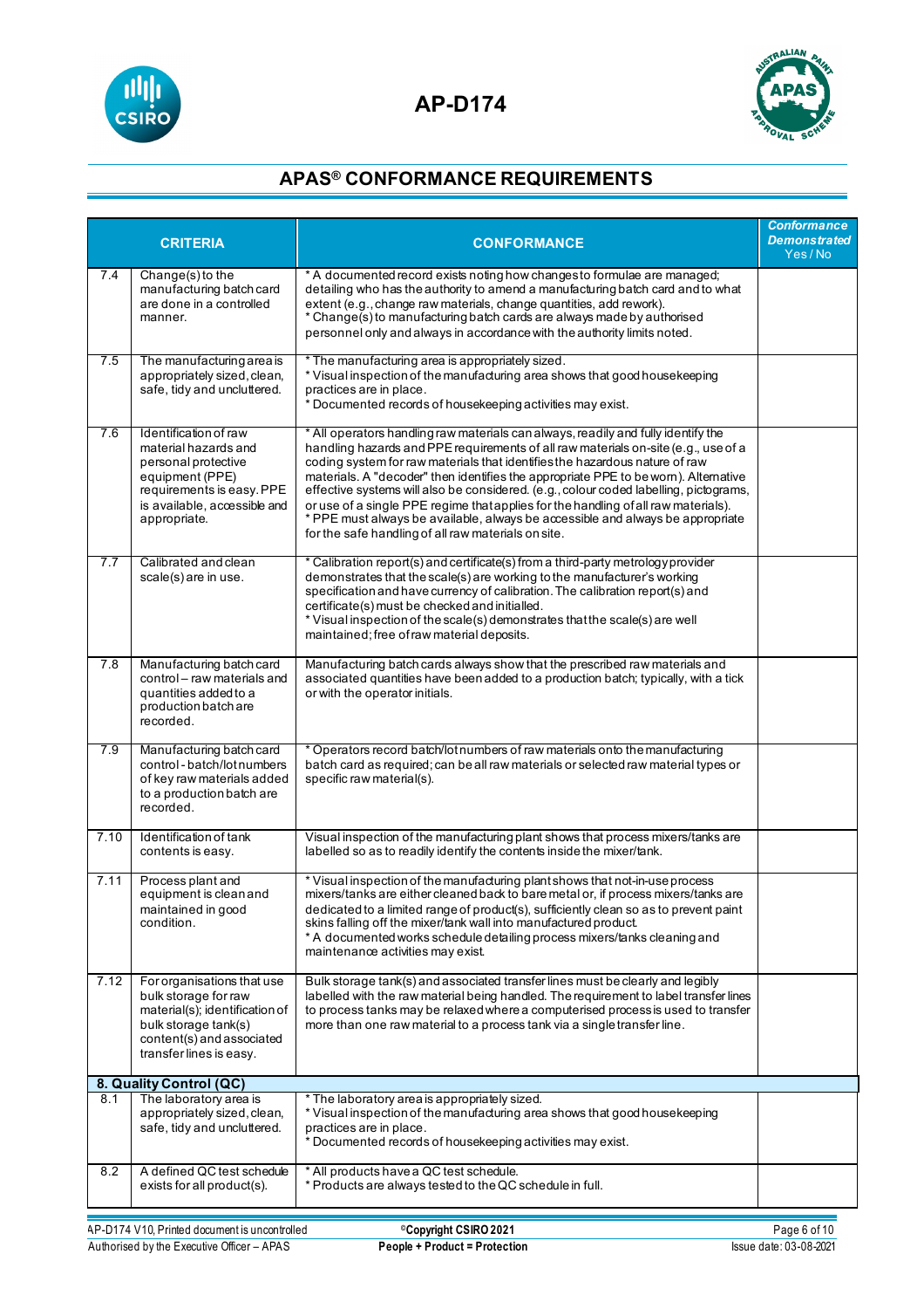# AP-D174

## APAS® CONFORMANCE REQUIREMENTS

| | CRITERIA | CONFORMANCE | *Conformance Demonstrated* Yes / No |
|---|---|---|---|
| 7.4 | Change(s) to the manufacturing batch card are done in a controlled manner. | * A documented record exists noting how changes to formulae are managed; detailing who has the authority to amend a manufacturing batch card and to what extent (e.g., change raw materials, change quantities, add rework).<br>* Change(s) to manufacturing batch cards are always made by authorised personnel only and always in accordance with the authority limits noted. | |
| 7.5 | The manufacturing area is appropriately sized, clean, safe, tidy and uncluttered. | * The manufacturing area is appropriately sized.<br>* Visual inspection of the manufacturing area shows that good housekeeping practices are in place.<br>* Documented records of housekeeping activities may exist. | |
| 7.6 | Identification of raw material hazards and personal protective equipment (PPE) requirements is easy. PPE is available, accessible and appropriate. | * All operators handling raw materials can always, readily and fully identify the handling hazards and PPE requirements of all raw materials on-site (e.g., use of a coding system for raw materials that identifies the hazardous nature of raw materials. A "decoder" then identifies the appropriate PPE to be worn). Alternative effective systems will also be considered. (e.g., colour coded labelling, pictograms, or use of a single PPE regime that applies for the handling of all raw materials).<br>* PPE must always be available, always be accessible and always be appropriate for the safe handling of all raw materials on site. | |
| 7.7 | Calibrated and clean scale(s) are in use. | * Calibration report(s) and certificate(s) from a third-party metrology provider demonstrates that the scale(s) are working to the manufacturer's working specification and have currency of calibration. The calibration report(s) and certificate(s) must be checked and initialled.<br>* Visual inspection of the scale(s) demonstrates that the scale(s) are well maintained; free of raw material deposits. | |
| 7.8 | Manufacturing batch card control – raw materials and quantities added to a production batch are recorded. | Manufacturing batch cards always show that the prescribed raw materials and associated quantities have been added to a production batch; typically, with a tick or with the operator initials. | |
| 7.9 | Manufacturing batch card control - batch/lot numbers of key raw materials added to a production batch are recorded. | * Operators record batch/lot numbers of raw materials onto the manufacturing batch card as required; can be all raw materials or selected raw material types or specific raw material(s). | |
| 7.10 | Identification of tank contents is easy. | Visual inspection of the manufacturing plant shows that process mixers/tanks are labelled so as to readily identify the contents inside the mixer/tank. | |
| 7.11 | Process plant and equipment is clean and maintained in good condition. | * Visual inspection of the manufacturing plant shows that not-in-use process mixers/tanks are either cleaned back to bare metal or, if process mixers/tanks are dedicated to a limited range of product(s), sufficiently clean so as to prevent paint skins falling off the mixer/tank wall into manufactured product.<br>* A documented works schedule detailing process mixers/tanks cleaning and maintenance activities may exist. | |
| 7.12 | For organisations that use bulk storage for raw material(s); identification of bulk storage tank(s) content(s) and associated transfer lines is easy. | Bulk storage tank(s) and associated transfer lines must be clearly and legibly labelled with the raw material being handled. The requirement to label transfer lines to process tanks may be relaxed where a computerised process is used to transfer more than one raw material to a process tank via a single transfer line. | |
| **8. Quality Control (QC)** | | | |
| 8.1 | The laboratory area is appropriately sized, clean, safe, tidy and uncluttered. | * The laboratory area is appropriately sized.<br>* Visual inspection of the manufacturing area shows that good housekeeping practices are in place.<br>* Documented records of housekeeping activities may exist. | |
| 8.2 | A defined QC test schedule exists for all product(s). | * All products have a QC test schedule.<br>* Products are always tested to the QC schedule in full. | |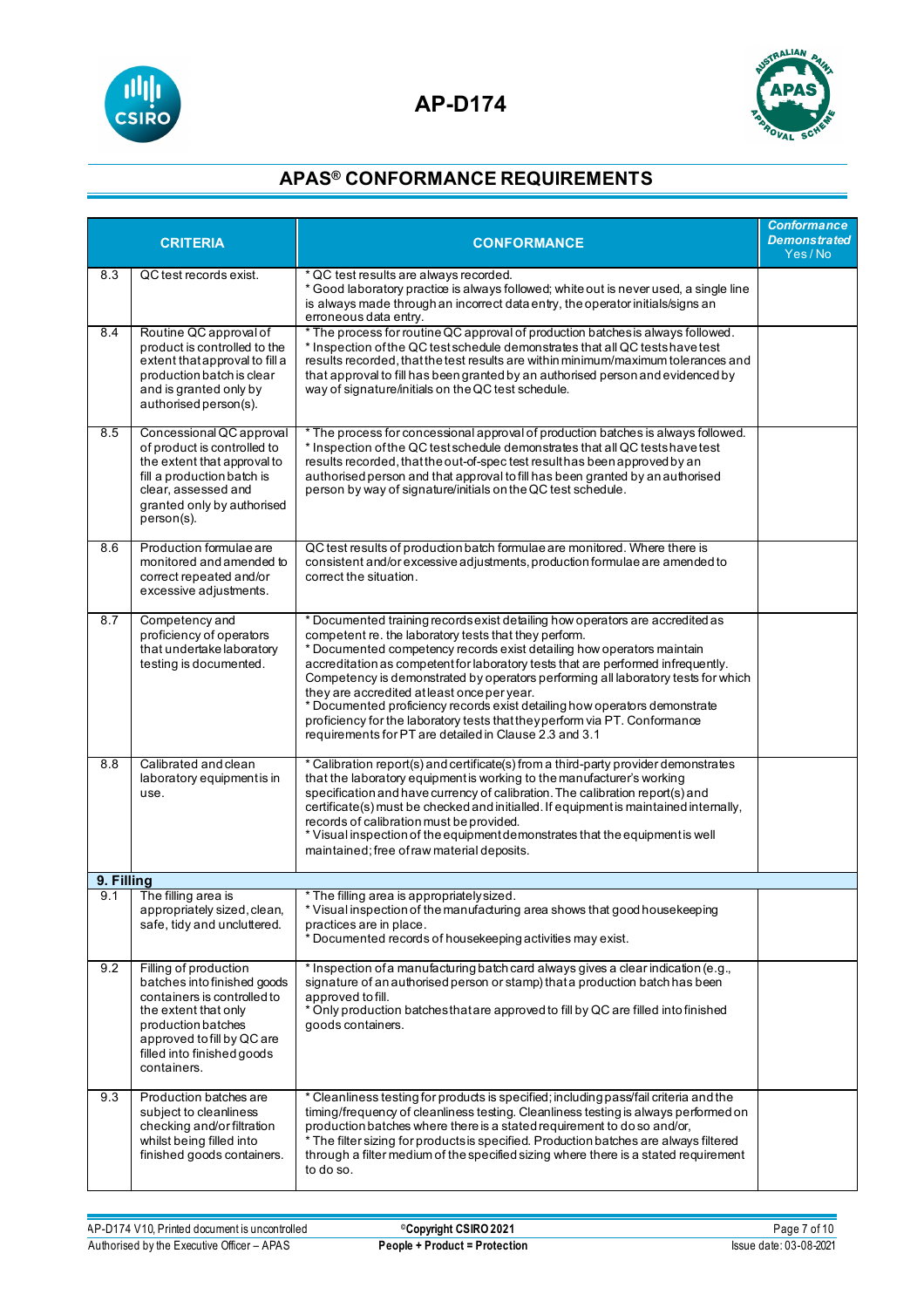# AP-D174

## APAS® CONFORMANCE REQUIREMENTS

| | CRITERIA | CONFORMANCE | Conformance Demonstrated Yes / No |
|---|---|---|---|
| 8.3 | QC test records exist. | * QC test results are always recorded.<br>* Good laboratory practice is always followed; white out is never used, a single line is always made through an incorrect data entry, the operator initials/signs an erroneous data entry. | |
| 8.4 | Routine QC approval of product is controlled to the extent that approval to fill a production batch is clear and is granted only by authorised person(s). | * The process for routine QC approval of production batches is always followed.<br>* Inspection of the QC test schedule demonstrates that all QC tests have test results recorded, that the test results are within minimum/maximum tolerances and that approval to fill has been granted by an authorised person and evidenced by way of signature/initials on the QC test schedule. | |
| 8.5 | Concessional QC approval of product is controlled to the extent that approval to fill a production batch is clear, assessed and granted only by authorised person(s). | * The process for concessional approval of production batches is always followed.<br>* Inspection of the QC test schedule demonstrates that all QC tests have test results recorded, that the out-of-spec test result has been approved by an authorised person and that approval to fill has been granted by an authorised person by way of signature/initials on the QC test schedule. | |
| 8.6 | Production formulae are monitored and amended to correct repeated and/or excessive adjustments. | QC test results of production batch formulae are monitored. Where there is consistent and/or excessive adjustments, production formulae are amended to correct the situation. | |
| 8.7 | Competency and proficiency of operators that undertake laboratory testing is documented. | * Documented training records exist detailing how operators are accredited as competent re. the laboratory tests that they perform.<br>* Documented competency records exist detailing how operators maintain accreditation as competent for laboratory tests that are performed infrequently. Competency is demonstrated by operators performing all laboratory tests for which they are accredited at least once per year.<br>* Documented proficiency records exist detailing how operators demonstrate proficiency for the laboratory tests that they perform via PT. Conformance requirements for PT are detailed in Clause 2.3 and 3.1 | |
| 8.8 | Calibrated and clean laboratory equipment is in use. | * Calibration report(s) and certificate(s) from a third-party provider demonstrates that the laboratory equipment is working to the manufacturer's working specification and have currency of calibration. The calibration report(s) and certificate(s) must be checked and initialled. If equipment is maintained internally, records of calibration must be provided.<br>* Visual inspection of the equipment demonstrates that the equipment is well maintained; free of raw material deposits. | |
| **9. Filling** | | | |
| 9.1 | The filling area is appropriately sized, clean, safe, tidy and uncluttered. | * The filling area is appropriately sized.<br>* Visual inspection of the manufacturing area shows that good housekeeping practices are in place.<br>* Documented records of housekeeping activities may exist. | |
| 9.2 | Filling of production batches into finished goods containers is controlled to the extent that only production batches approved to fill by QC are filled into finished goods containers. | * Inspection of a manufacturing batch card always gives a clear indication (e.g., signature of an authorised person or stamp) that a production batch has been approved to fill.<br>* Only production batches that are approved to fill by QC are filled into finished goods containers. | |
| 9.3 | Production batches are subject to cleanliness checking and/or filtration whilst being filled into finished goods containers. | * Cleanliness testing for products is specified; including pass/fail criteria and the timing/frequency of cleanliness testing. Cleanliness testing is always performed on production batches where there is a stated requirement to do so and/or,<br>* The filter sizing for products is specified. Production batches are always filtered through a filter medium of the specified sizing where there is a stated requirement to do so. | |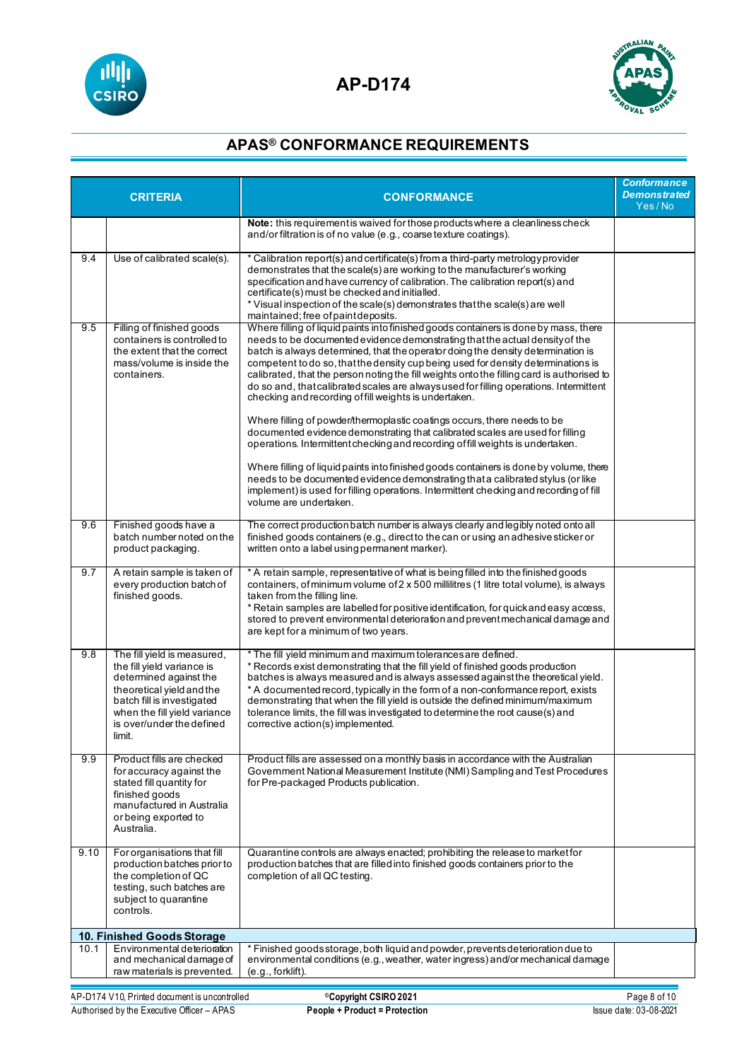## APAS® CONFORMANCE REQUIREMENTS

| CRITERIA | | CONFORMANCE | Conformance Demonstrated Yes / No |
|---|---|---|---|
| | | **Note:** this requirement is waived for those products where a cleanliness check and/or filtration is of no value (e.g., coarse texture coatings). | |
| 9.4 | Use of calibrated scale(s). | * Calibration report(s) and certificate(s) from a third-party metrology provider demonstrates that the scale(s) are working to the manufacturer's working specification and have currency of calibration. The calibration report(s) and certificate(s) must be checked and initialled.<br>* Visual inspection of the scale(s) demonstrates that the scale(s) are well maintained; free of paint deposits. | |
| 9.5 | Filling of finished goods containers is controlled to the extent that the correct mass/volume is inside the containers. | Where filling of liquid paints into finished goods containers is done by mass, there needs to be documented evidence demonstrating that the actual density of the batch is always determined, that the operator doing the density determination is competent to do so, that the density cup being used for density determinations is calibrated, that the person noting the fill weights onto the filling card is authorised to do so and, that calibrated scales are always used for filling operations. Intermittent checking and recording of fill weights is undertaken.<br><br>Where filling of powder/thermoplastic coatings occurs, there needs to be documented evidence demonstrating that calibrated scales are used for filling operations. Intermittent checking and recording of fill weights is undertaken.<br><br>Where filling of liquid paints into finished goods containers is done by volume, there needs to be documented evidence demonstrating that a calibrated stylus (or like implement) is used for filling operations. Intermittent checking and recording of fill volume are undertaken. | |
| 9.6 | Finished goods have a batch number noted on the product packaging. | The correct production batch number is always clearly and legibly noted onto all finished goods containers (e.g., direct to the can or using an adhesive sticker or written onto a label using permanent marker). | |
| 9.7 | A retain sample is taken of every production batch of finished goods. | * A retain sample, representative of what is being filled into the finished goods containers, of minimum volume of 2 x 500 millilitres (1 litre total volume), is always taken from the filling line.<br>* Retain samples are labelled for positive identification, for quick and easy access, stored to prevent environmental deterioration and prevent mechanical damage and are kept for a minimum of two years. | |
| 9.8 | The fill yield is measured, the fill yield variance is determined against the theoretical yield and the batch fill is investigated when the fill yield variance is over/under the defined limit. | * The fill yield minimum and maximum tolerances are defined.<br>* Records exist demonstrating that the fill yield of finished goods production batches is always measured and is always assessed against the theoretical yield.<br>* A documented record, typically in the form of a non-conformance report, exists demonstrating that when the fill yield is outside the defined minimum/maximum tolerance limits, the fill was investigated to determine the root cause(s) and corrective action(s) implemented. | |
| 9.9 | Product fills are checked for accuracy against the stated fill quantity for finished goods manufactured in Australia or being exported to Australia. | Product fills are assessed on a monthly basis in accordance with the Australian Government National Measurement Institute (NMI) Sampling and Test Procedures for Pre-packaged Products publication. | |
| 9.10 | For organisations that fill production batches prior to the completion of QC testing, such batches are subject to quarantine controls. | Quarantine controls are always enacted; prohibiting the release to market for production batches that are filled into finished goods containers prior to the completion of all QC testing. | |
| **10. Finished Goods Storage** | | | |
| 10.1 | Environmental deterioration and mechanical damage of raw materials is prevented. | * Finished goods storage, both liquid and powder, prevents deterioration due to environmental conditions (e.g., weather, water ingress) and/or mechanical damage (e.g., forklift). | |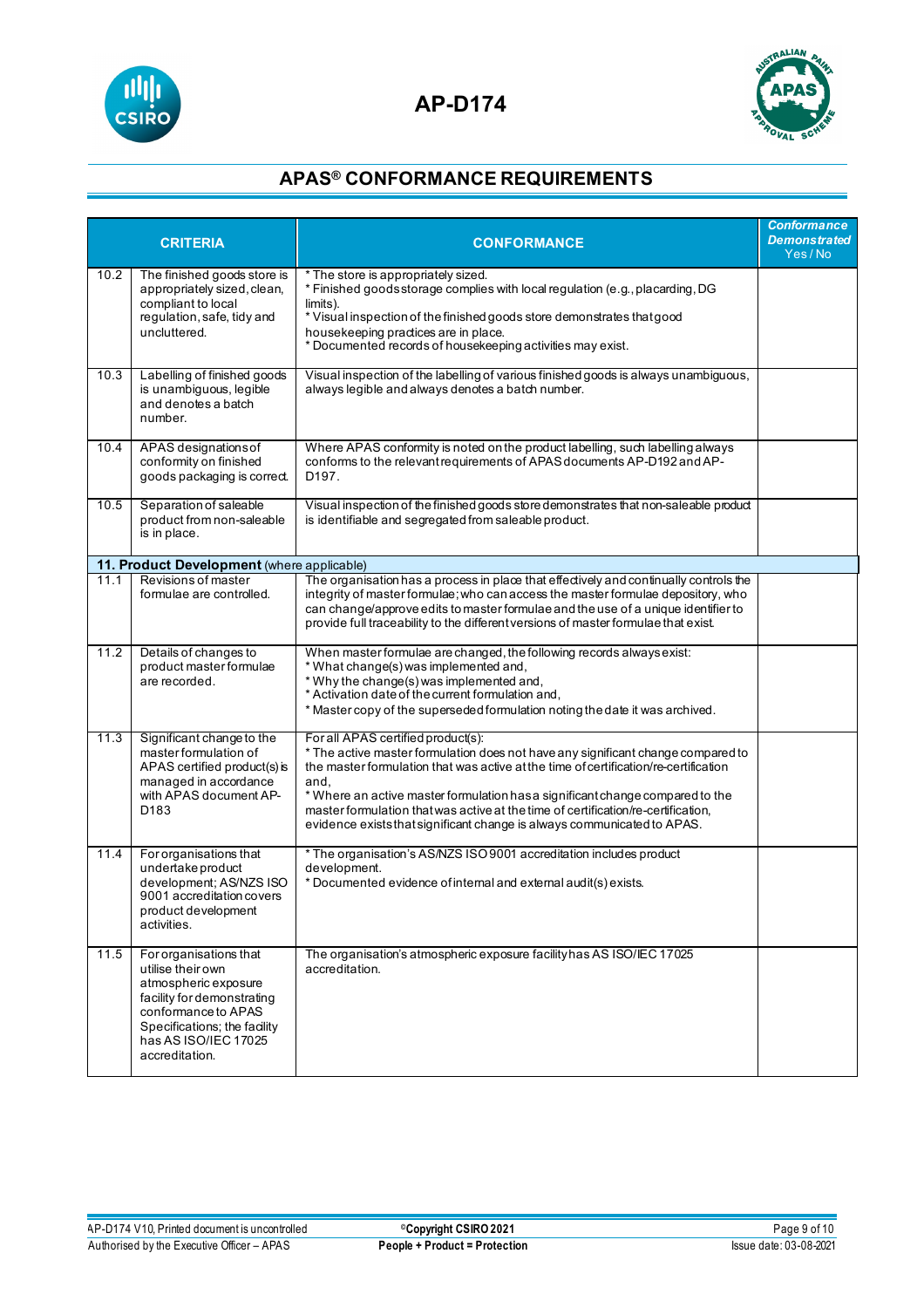# AP-D174

## APAS® CONFORMANCE REQUIREMENTS

| | CRITERIA | CONFORMANCE | *Conformance Demonstrated* Yes / No |
|---|---|---|---|
| 10.2 | The finished goods store is appropriately sized, clean, compliant to local regulation, safe, tidy and uncluttered. | * The store is appropriately sized.<br>* Finished goods storage complies with local regulation (e.g., placarding, DG limits).<br>* Visual inspection of the finished goods store demonstrates that good housekeeping practices are in place.<br>* Documented records of housekeeping activities may exist. | |
| 10.3 | Labelling of finished goods is unambiguous, legible and denotes a batch number. | Visual inspection of the labelling of various finished goods is always unambiguous, always legible and always denotes a batch number. | |
| 10.4 | APAS designations of conformity on finished goods packaging is correct. | Where APAS conformity is noted on the product labelling, such labelling always conforms to the relevant requirements of APAS documents AP-D192 and AP-D197. | |
| 10.5 | Separation of saleable product from non-saleable is in place. | Visual inspection of the finished goods store demonstrates that non-saleable product is identifiable and segregated from saleable product. | |
| **11. Product Development** (where applicable) | | | |
| 11.1 | Revisions of master formulae are controlled. | The organisation has a process in place that effectively and continually controls the integrity of master formulae; who can access the master formulae depository, who can change/approve edits to master formulae and the use of a unique identifier to provide full traceability to the different versions of master formulae that exist. | |
| 11.2 | Details of changes to product master formulae are recorded. | When master formulae are changed, the following records always exist:<br>* What change(s) was implemented and,<br>* Why the change(s) was implemented and,<br>* Activation date of the current formulation and,<br>* Master copy of the superseded formulation noting the date it was archived. | |
| 11.3 | Significant change to the master formulation of APAS certified product(s) is managed in accordance with APAS document AP-D183 | For all APAS certified product(s):<br>* The active master formulation does not have any significant change compared to the master formulation that was active at the time of certification/re-certification and,<br>* Where an active master formulation has a significant change compared to the master formulation that was active at the time of certification/re-certification, evidence exists that significant change is always communicated to APAS. | |
| 11.4 | For organisations that undertake product development; AS/NZS ISO 9001 accreditation covers product development activities. | * The organisation's AS/NZS ISO 9001 accreditation includes product development.<br>* Documented evidence of internal and external audit(s) exists. | |
| 11.5 | For organisations that utilise their own atmospheric exposure facility for demonstrating conformance to APAS Specifications; the facility has AS ISO/IEC 17025 accreditation. | The organisation's atmospheric exposure facility has AS ISO/IEC 17025 accreditation. | |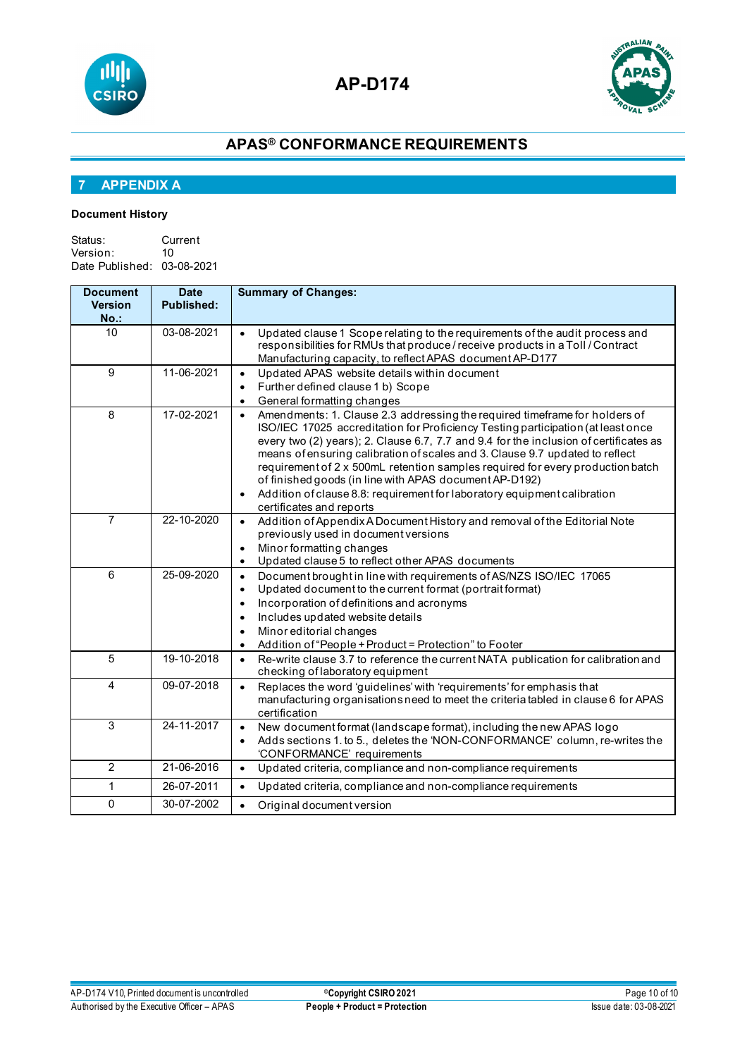# AP-D174

## APAS® CONFORMANCE REQUIREMENTS

## 7 APPENDIX A

**Document History**

Status: Current
Version: 10
Date Published: 03-08-2021

| Document Version No.: | Date Published: | Summary of Changes: |
|---|---|---|
| 10 | 03-08-2021 | • Updated clause 1 Scope relating to the requirements of the audit process and responsibilities for RMUs that produce / receive products in a Toll / Contract Manufacturing capacity, to reflect APAS document AP-D177 |
| 9 | 11-06-2021 | • Updated APAS website details within document<br>• Further defined clause 1 b) Scope<br>• General formatting changes |
| 8 | 17-02-2021 | • Amendments: 1. Clause 2.3 addressing the required timeframe for holders of ISO/IEC 17025 accreditation for Proficiency Testing participation (at least once every two (2) years); 2. Clause 6.7, 7.7 and 9.4 for the inclusion of certificates as means of ensuring calibration of scales and 3. Clause 9.7 updated to reflect requirement of 2 x 500mL retention samples required for every production batch of finished goods (in line with APAS document AP-D192)<br>• Addition of clause 8.8: requirement for laboratory equipment calibration certificates and reports |
| 7 | 22-10-2020 | • Addition of Appendix A Document History and removal of the Editorial Note previously used in document versions<br>• Minor formatting changes<br>• Updated clause 5 to reflect other APAS documents |
| 6 | 25-09-2020 | • Document brought in line with requirements of AS/NZS ISO/IEC 17065<br>• Updated document to the current format (portrait format)<br>• Incorporation of definitions and acronyms<br>• Includes updated website details<br>• Minor editorial changes<br>• Addition of "People + Product = Protection" to Footer |
| 5 | 19-10-2018 | • Re-write clause 3.7 to reference the current NATA publication for calibration and checking of laboratory equipment |
| 4 | 09-07-2018 | • Replaces the word 'guidelines' with 'requirements' for emphasis that manufacturing organisations need to meet the criteria tabled in clause 6 for APAS certification |
| 3 | 24-11-2017 | • New document format (landscape format), including the new APAS logo<br>• Adds sections 1. to 5., deletes the 'NON-CONFORMANCE' column, re-writes the 'CONFORMANCE' requirements |
| 2 | 21-06-2016 | • Updated criteria, compliance and non-compliance requirements |
| 1 | 26-07-2011 | • Updated criteria, compliance and non-compliance requirements |
| 0 | 30-07-2002 | • Original document version |